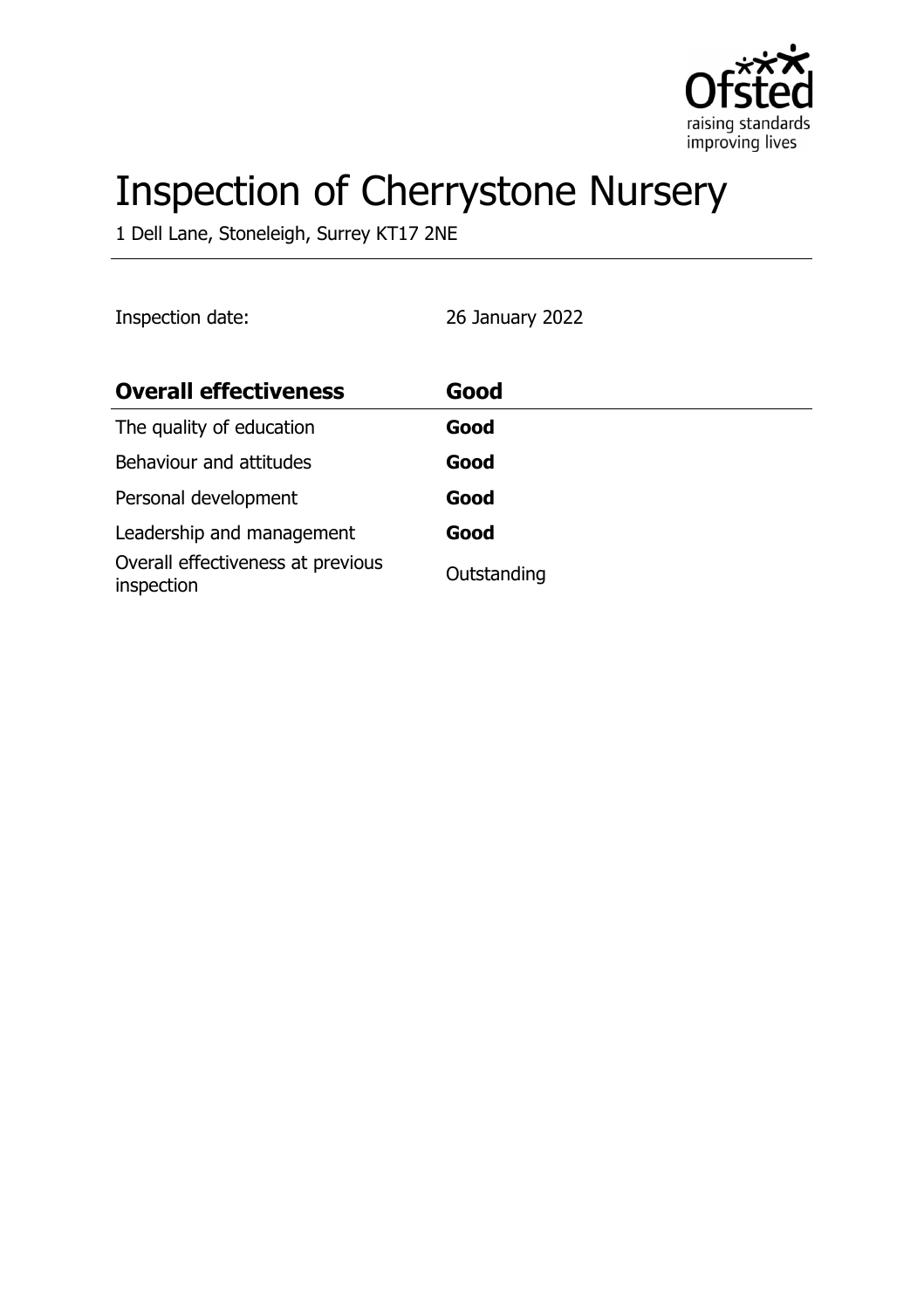# Inspection of Cherrystone Nursery

1 Dell Lane, Stoneleigh, Surrey KT17 2NE

Inspection date: 26 January 2022

| **Overall effectiveness** | **Good** |
| --- | --- |
| The quality of education | **Good** |
| Behaviour and attitudes | **Good** |
| Personal development | **Good** |
| Leadership and management | **Good** |
| Overall effectiveness at previous inspection | Outstanding |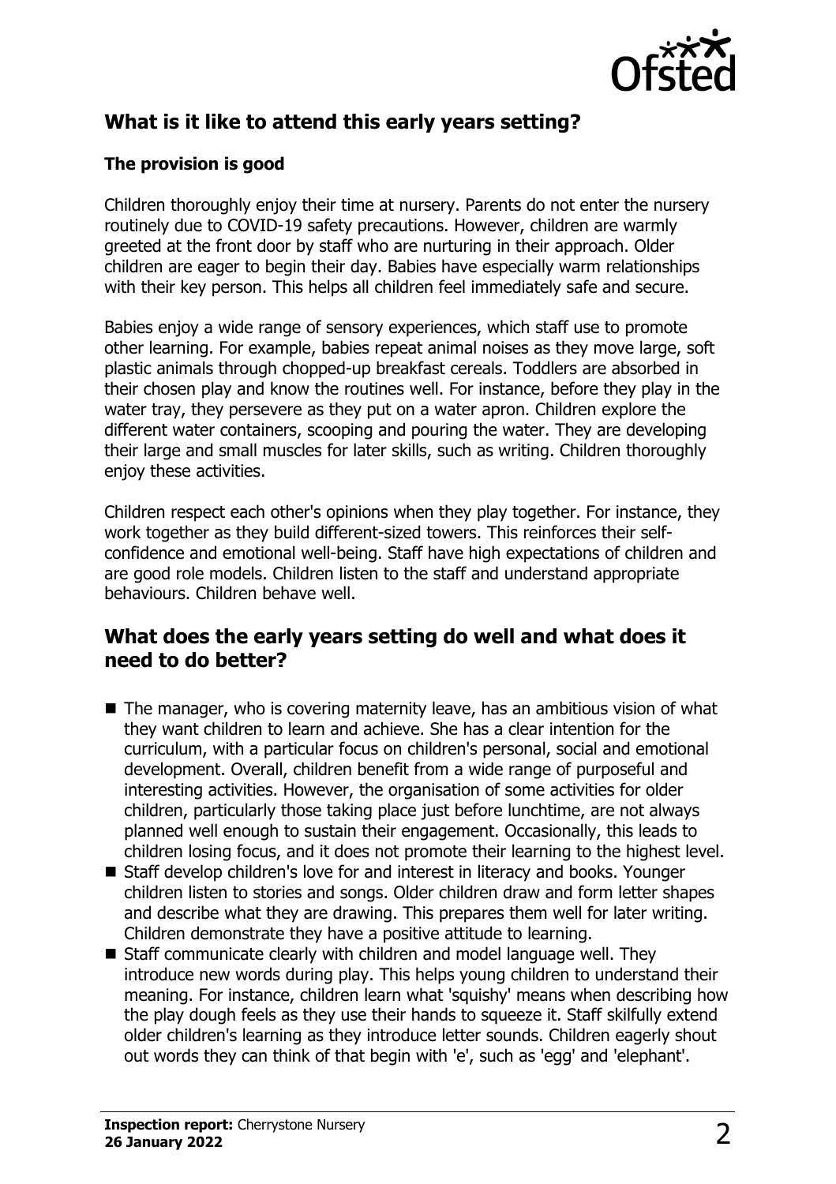## What is it like to attend this early years setting?

### The provision is good

Children thoroughly enjoy their time at nursery. Parents do not enter the nursery routinely due to COVID-19 safety precautions. However, children are warmly greeted at the front door by staff who are nurturing in their approach. Older children are eager to begin their day. Babies have especially warm relationships with their key person. This helps all children feel immediately safe and secure.

Babies enjoy a wide range of sensory experiences, which staff use to promote other learning. For example, babies repeat animal noises as they move large, soft plastic animals through chopped-up breakfast cereals. Toddlers are absorbed in their chosen play and know the routines well. For instance, before they play in the water tray, they persevere as they put on a water apron. Children explore the different water containers, scooping and pouring the water. They are developing their large and small muscles for later skills, such as writing. Children thoroughly enjoy these activities.

Children respect each other's opinions when they play together. For instance, they work together as they build different-sized towers. This reinforces their self-confidence and emotional well-being. Staff have high expectations of children and are good role models. Children listen to the staff and understand appropriate behaviours. Children behave well.

## What does the early years setting do well and what does it need to do better?

- The manager, who is covering maternity leave, has an ambitious vision of what they want children to learn and achieve. She has a clear intention for the curriculum, with a particular focus on children's personal, social and emotional development. Overall, children benefit from a wide range of purposeful and interesting activities. However, the organisation of some activities for older children, particularly those taking place just before lunchtime, are not always planned well enough to sustain their engagement. Occasionally, this leads to children losing focus, and it does not promote their learning to the highest level.
- Staff develop children's love for and interest in literacy and books. Younger children listen to stories and songs. Older children draw and form letter shapes and describe what they are drawing. This prepares them well for later writing. Children demonstrate they have a positive attitude to learning.
- Staff communicate clearly with children and model language well. They introduce new words during play. This helps young children to understand their meaning. For instance, children learn what 'squishy' means when describing how the play dough feels as they use their hands to squeeze it. Staff skilfully extend older children's learning as they introduce letter sounds. Children eagerly shout out words they can think of that begin with 'e', such as 'egg' and 'elephant'.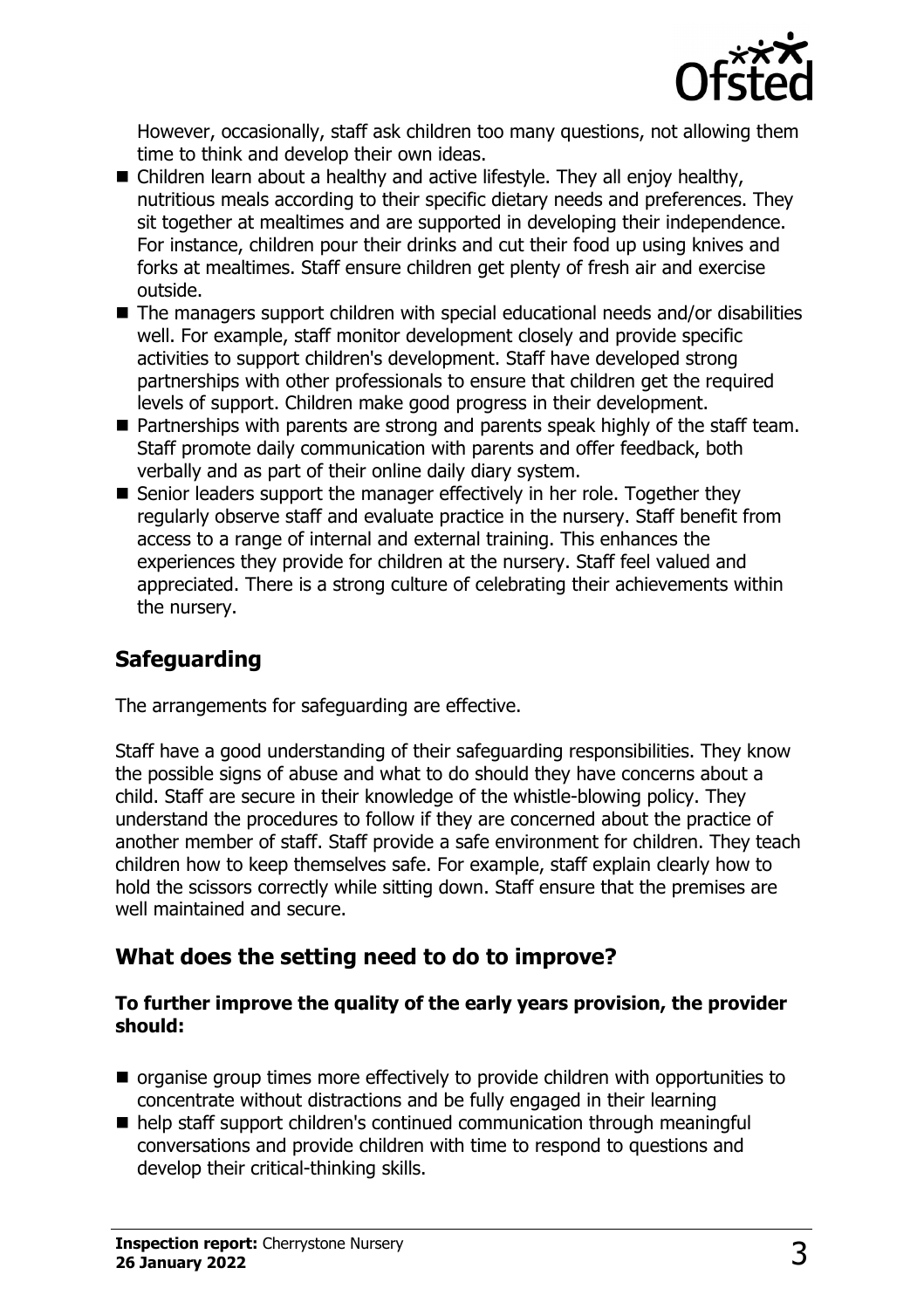However, occasionally, staff ask children too many questions, not allowing them time to think and develop their own ideas.

- Children learn about a healthy and active lifestyle. They all enjoy healthy, nutritious meals according to their specific dietary needs and preferences. They sit together at mealtimes and are supported in developing their independence. For instance, children pour their drinks and cut their food up using knives and forks at mealtimes. Staff ensure children get plenty of fresh air and exercise outside.
- The managers support children with special educational needs and/or disabilities well. For example, staff monitor development closely and provide specific activities to support children's development. Staff have developed strong partnerships with other professionals to ensure that children get the required levels of support. Children make good progress in their development.
- Partnerships with parents are strong and parents speak highly of the staff team. Staff promote daily communication with parents and offer feedback, both verbally and as part of their online daily diary system.
- Senior leaders support the manager effectively in her role. Together they regularly observe staff and evaluate practice in the nursery. Staff benefit from access to a range of internal and external training. This enhances the experiences they provide for children at the nursery. Staff feel valued and appreciated. There is a strong culture of celebrating their achievements within the nursery.

## Safeguarding

The arrangements for safeguarding are effective.

Staff have a good understanding of their safeguarding responsibilities. They know the possible signs of abuse and what to do should they have concerns about a child. Staff are secure in their knowledge of the whistle-blowing policy. They understand the procedures to follow if they are concerned about the practice of another member of staff. Staff provide a safe environment for children. They teach children how to keep themselves safe. For example, staff explain clearly how to hold the scissors correctly while sitting down. Staff ensure that the premises are well maintained and secure.

## What does the setting need to do to improve?

**To further improve the quality of the early years provision, the provider should:**

- organise group times more effectively to provide children with opportunities to concentrate without distractions and be fully engaged in their learning
- help staff support children's continued communication through meaningful conversations and provide children with time to respond to questions and develop their critical-thinking skills.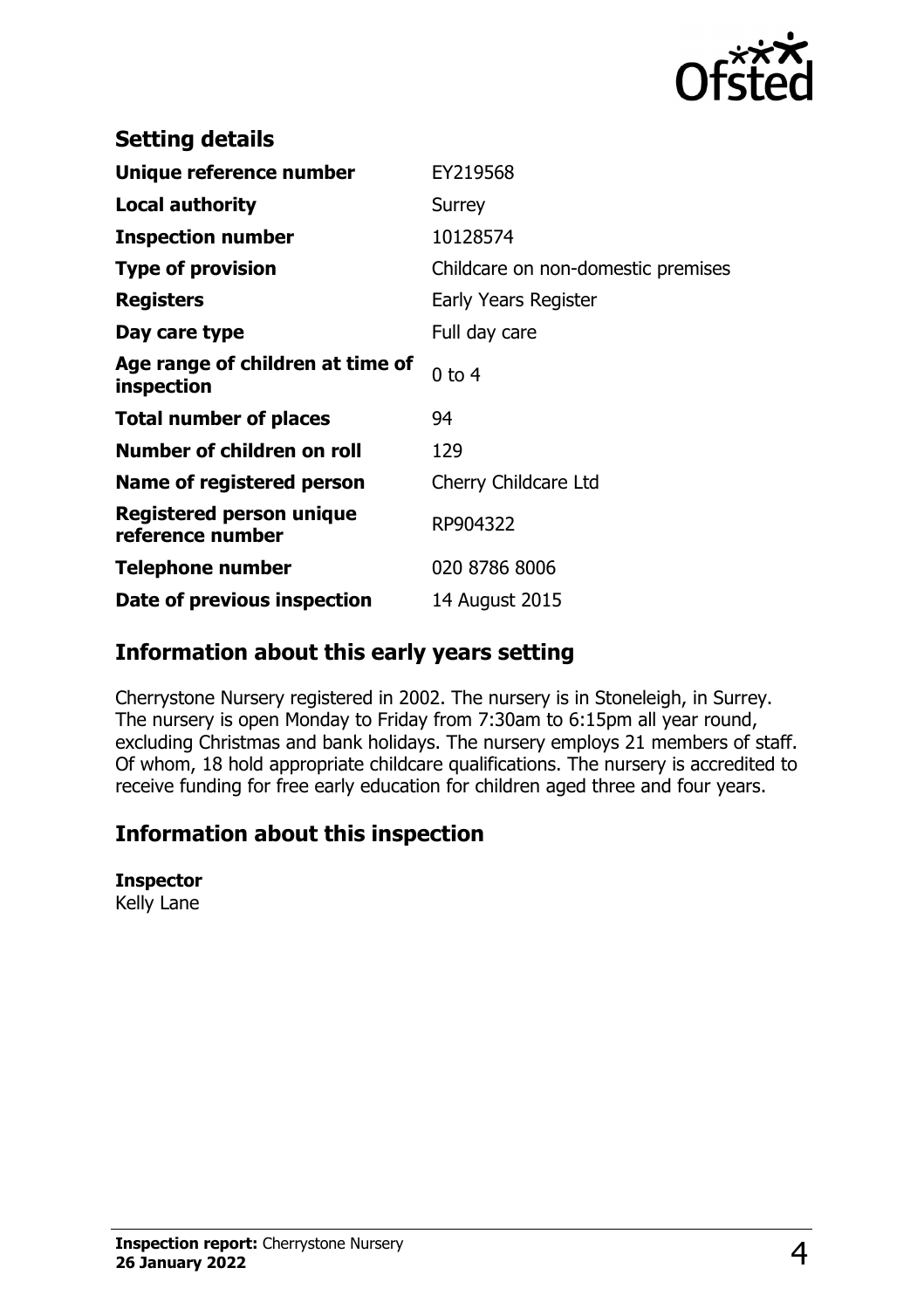## Setting details

| | |
|---|---|
| **Unique reference number** | EY219568 |
| **Local authority** | Surrey |
| **Inspection number** | 10128574 |
| **Type of provision** | Childcare on non-domestic premises |
| **Registers** | Early Years Register |
| **Day care type** | Full day care |
| **Age range of children at time of inspection** | 0 to 4 |
| **Total number of places** | 94 |
| **Number of children on roll** | 129 |
| **Name of registered person** | Cherry Childcare Ltd |
| **Registered person unique reference number** | RP904322 |
| **Telephone number** | 020 8786 8006 |
| **Date of previous inspection** | 14 August 2015 |

## Information about this early years setting

Cherrystone Nursery registered in 2002. The nursery is in Stoneleigh, in Surrey. The nursery is open Monday to Friday from 7:30am to 6:15pm all year round, excluding Christmas and bank holidays. The nursery employs 21 members of staff. Of whom, 18 hold appropriate childcare qualifications. The nursery is accredited to receive funding for free early education for children aged three and four years.

## Information about this inspection

**Inspector**
Kelly Lane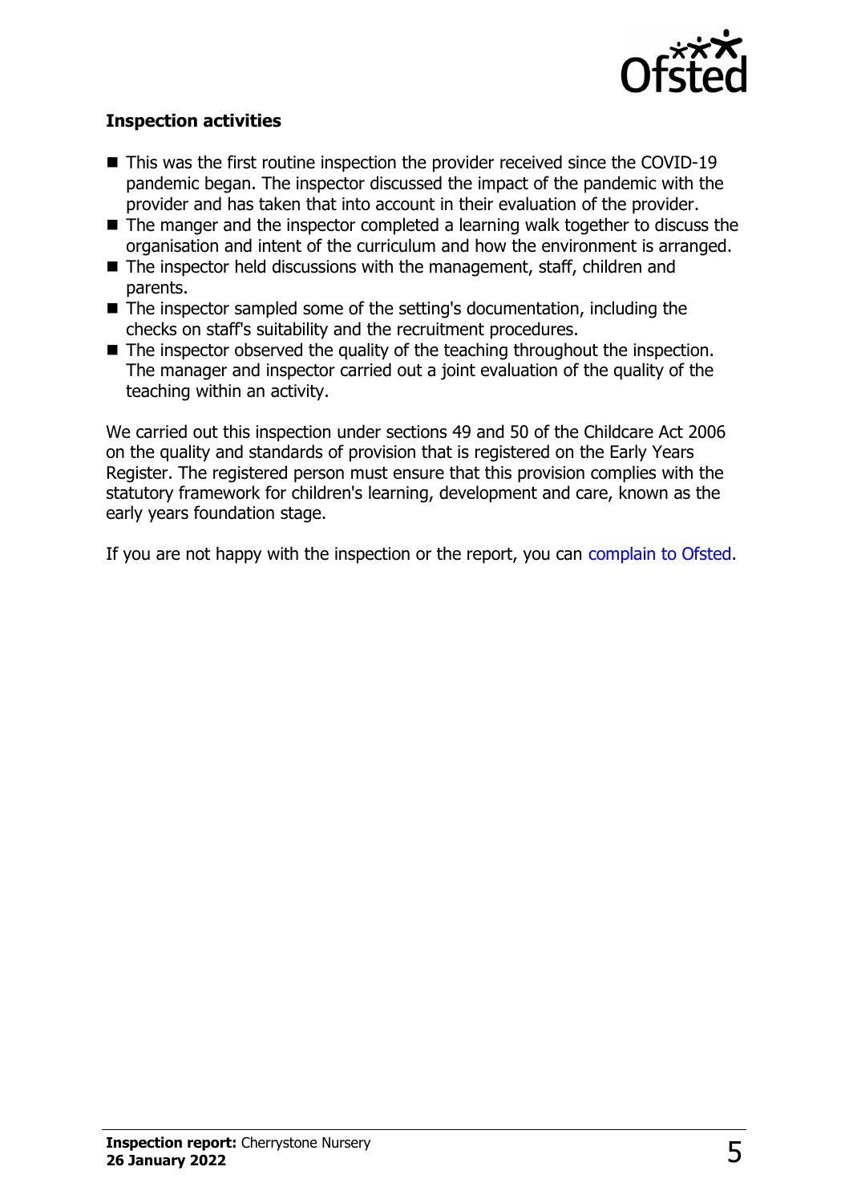### Inspection activities

- This was the first routine inspection the provider received since the COVID-19 pandemic began. The inspector discussed the impact of the pandemic with the provider and has taken that into account in their evaluation of the provider.
- The manger and the inspector completed a learning walk together to discuss the organisation and intent of the curriculum and how the environment is arranged.
- The inspector held discussions with the management, staff, children and parents.
- The inspector sampled some of the setting's documentation, including the checks on staff's suitability and the recruitment procedures.
- The inspector observed the quality of the teaching throughout the inspection. The manager and inspector carried out a joint evaluation of the quality of the teaching within an activity.

We carried out this inspection under sections 49 and 50 of the Childcare Act 2006 on the quality and standards of provision that is registered on the Early Years Register. The registered person must ensure that this provision complies with the statutory framework for children's learning, development and care, known as the early years foundation stage.

If you are not happy with the inspection or the report, you can complain to Ofsted.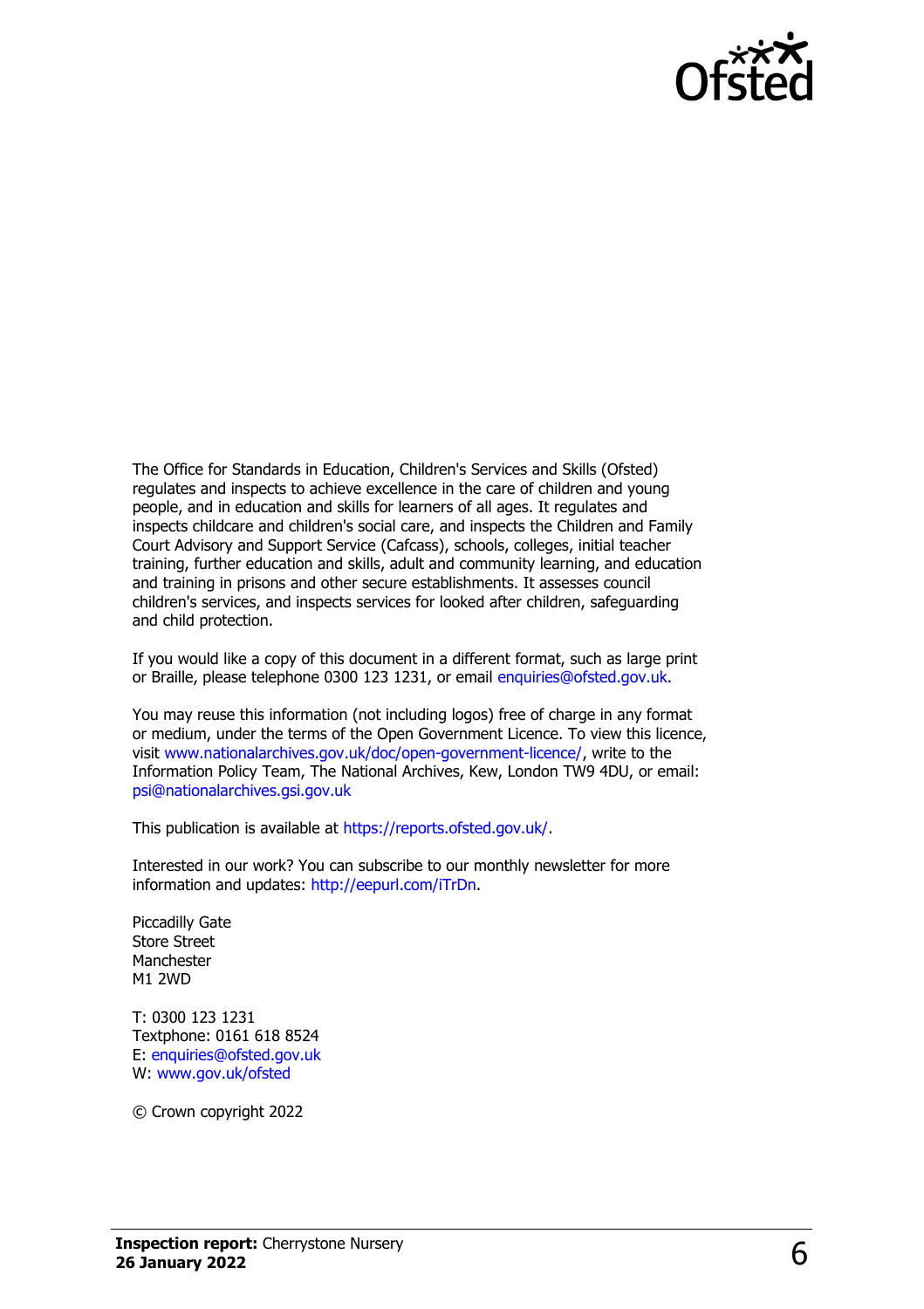The Office for Standards in Education, Children's Services and Skills (Ofsted) regulates and inspects to achieve excellence in the care of children and young people, and in education and skills for learners of all ages. It regulates and inspects childcare and children's social care, and inspects the Children and Family Court Advisory and Support Service (Cafcass), schools, colleges, initial teacher training, further education and skills, adult and community learning, and education and training in prisons and other secure establishments. It assesses council children's services, and inspects services for looked after children, safeguarding and child protection.

If you would like a copy of this document in a different format, such as large print or Braille, please telephone 0300 123 1231, or email enquiries@ofsted.gov.uk.

You may reuse this information (not including logos) free of charge in any format or medium, under the terms of the Open Government Licence. To view this licence, visit www.nationalarchives.gov.uk/doc/open-government-licence/, write to the Information Policy Team, The National Archives, Kew, London TW9 4DU, or email: psi@nationalarchives.gsi.gov.uk

This publication is available at https://reports.ofsted.gov.uk/.

Interested in our work? You can subscribe to our monthly newsletter for more information and updates: http://eepurl.com/iTrDn.

Piccadilly Gate
Store Street
Manchester
M1 2WD

T: 0300 123 1231
Textphone: 0161 618 8524
E: enquiries@ofsted.gov.uk
W: www.gov.uk/ofsted

© Crown copyright 2022